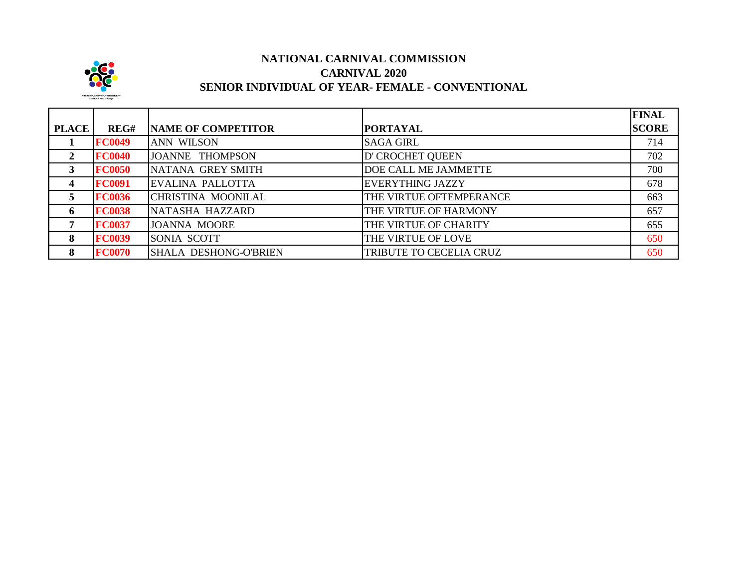# NATIONAL CARNIVAL COMMISSION
## CARNIVAL 2020
### SENIOR INDIVIDUAL OF YEAR- FEMALE - CONVENTIONAL

| PLACE | REG# | NAME OF COMPETITOR | PORTAYAL | FINAL SCORE |
|---|---|---|---|---|
| 1 | FC0049 | ANN WILSON | SAGA GIRL | 714 |
| 2 | FC0040 | JOANNE THOMPSON | D' CROCHET QUEEN | 702 |
| 3 | FC0050 | NATANA GREY SMITH | DOE CALL ME JAMMETTE | 700 |
| 4 | FC0091 | EVALINA PALLOTTA | EVERYTHING JAZZY | 678 |
| 5 | FC0036 | CHRISTINA MOONILAL | THE VIRTUE OFTEMPERANCE | 663 |
| 6 | FC0038 | NATASHA HAZZARD | THE VIRTUE OF HARMONY | 657 |
| 7 | FC0037 | JOANNA MOORE | THE VIRTUE OF CHARITY | 655 |
| 8 | FC0039 | SONIA SCOTT | THE VIRTUE OF LOVE | 650 |
| 8 | FC0070 | SHALA DESHONG-O'BRIEN | TRIBUTE TO CECELIA CRUZ | 650 |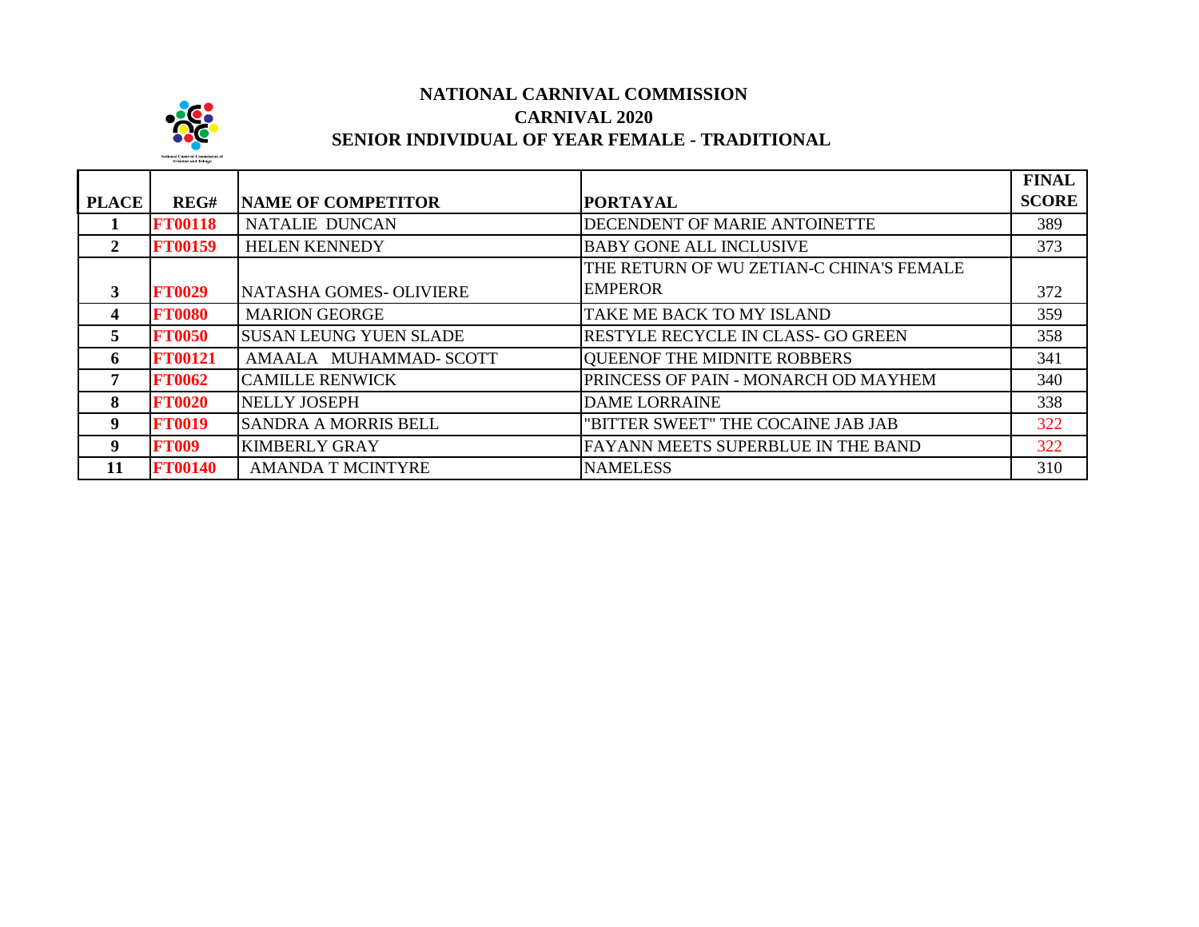**NATIONAL CARNIVAL COMMISSION**
**CARNIVAL 2020**
**SENIOR INDIVIDUAL OF YEAR FEMALE - TRADITIONAL**

| PLACE | REG# | NAME OF COMPETITOR | PORTAYAL | FINAL SCORE |
|---|---|---|---|---|
| 1 | FT00118 | NATALIE DUNCAN | DECENDENT OF MARIE ANTOINETTE | 389 |
| 2 | FT00159 | HELEN KENNEDY | BABY GONE ALL INCLUSIVE | 373 |
| 3 | FT0029 | NATASHA GOMES- OLIVIERE | THE RETURN OF WU ZETIAN-C CHINA'S FEMALE EMPEROR | 372 |
| 4 | FT0080 | MARION GEORGE | TAKE ME BACK TO MY ISLAND | 359 |
| 5 | FT0050 | SUSAN LEUNG YUEN SLADE | RESTYLE RECYCLE IN CLASS- GO GREEN | 358 |
| 6 | FT00121 | AMAALA MUHAMMAD- SCOTT | QUEENOF THE MIDNITE ROBBERS | 341 |
| 7 | FT0062 | CAMILLE RENWICK | PRINCESS OF PAIN - MONARCH OD MAYHEM | 340 |
| 8 | FT0020 | NELLY JOSEPH | DAME LORRAINE | 338 |
| 9 | FT0019 | SANDRA A MORRIS BELL | "BITTER SWEET" THE COCAINE JAB JAB | 322 |
| 9 | FT009 | KIMBERLY GRAY | FAYANN MEETS SUPERBLUE IN THE BAND | 322 |
| 11 | FT00140 | AMANDA T MCINTYRE | NAMELESS | 310 |